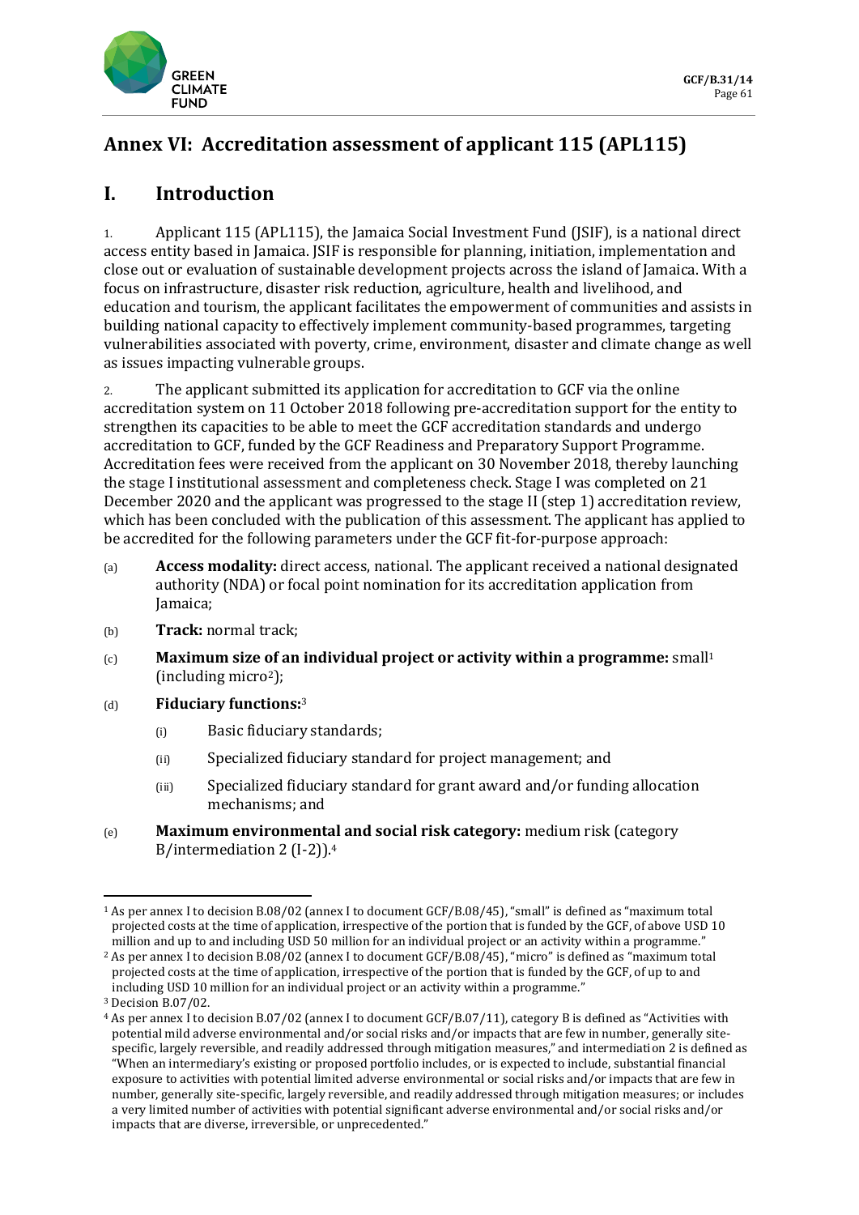# Annex VI: Accreditation assessment of applicant 115 (APL115)

## I. Introduction

1. Applicant 115 (APL115), the Jamaica Social Investment Fund (JSIF), is a national direct access entity based in Jamaica. JSIF is responsible for planning, initiation, implementation and close out or evaluation of sustainable development projects across the island of Jamaica. With a focus on infrastructure, disaster risk reduction, agriculture, health and livelihood, and education and tourism, the applicant facilitates the empowerment of communities and assists in building national capacity to effectively implement community-based programmes, targeting vulnerabilities associated with poverty, crime, environment, disaster and climate change as well as issues impacting vulnerable groups.

2. The applicant submitted its application for accreditation to GCF via the online accreditation system on 11 October 2018 following pre-accreditation support for the entity to strengthen its capacities to be able to meet the GCF accreditation standards and undergo accreditation to GCF, funded by the GCF Readiness and Preparatory Support Programme. Accreditation fees were received from the applicant on 30 November 2018, thereby launching the stage I institutional assessment and completeness check. Stage I was completed on 21 December 2020 and the applicant was progressed to the stage II (step 1) accreditation review, which has been concluded with the publication of this assessment. The applicant has applied to be accredited for the following parameters under the GCF fit-for-purpose approach:

(a) **Access modality:** direct access, national. The applicant received a national designated authority (NDA) or focal point nomination for its accreditation application from Jamaica;

(b) **Track:** normal track;

(c) **Maximum size of an individual project or activity within a programme:** small[1] (including micro[2]);

(d) **Fiduciary functions:**[3]

  (i) Basic fiduciary standards;

  (ii) Specialized fiduciary standard for project management; and

  (iii) Specialized fiduciary standard for grant award and/or funding allocation mechanisms; and

(e) **Maximum environmental and social risk category:** medium risk (category B/intermediation 2 (I-2)).[4]

---

[1] As per annex I to decision B.08/02 (annex I to document GCF/B.08/45), "small" is defined as "maximum total projected costs at the time of application, irrespective of the portion that is funded by the GCF, of above USD 10 million and up to and including USD 50 million for an individual project or an activity within a programme."

[2] As per annex I to decision B.08/02 (annex I to document GCF/B.08/45), "micro" is defined as "maximum total projected costs at the time of application, irrespective of the portion that is funded by the GCF, of up to and including USD 10 million for an individual project or an activity within a programme."

[3] Decision B.07/02.

[4] As per annex I to decision B.07/02 (annex I to document GCF/B.07/11), category B is defined as "Activities with potential mild adverse environmental and/or social risks and/or impacts that are few in number, generally site-specific, largely reversible, and readily addressed through mitigation measures," and intermediation 2 is defined as "When an intermediary's existing or proposed portfolio includes, or is expected to include, substantial financial exposure to activities with potential limited adverse environmental or social risks and/or impacts that are few in number, generally site-specific, largely reversible, and readily addressed through mitigation measures; or includes a very limited number of activities with potential significant adverse environmental and/or social risks and/or impacts that are diverse, irreversible, or unprecedented."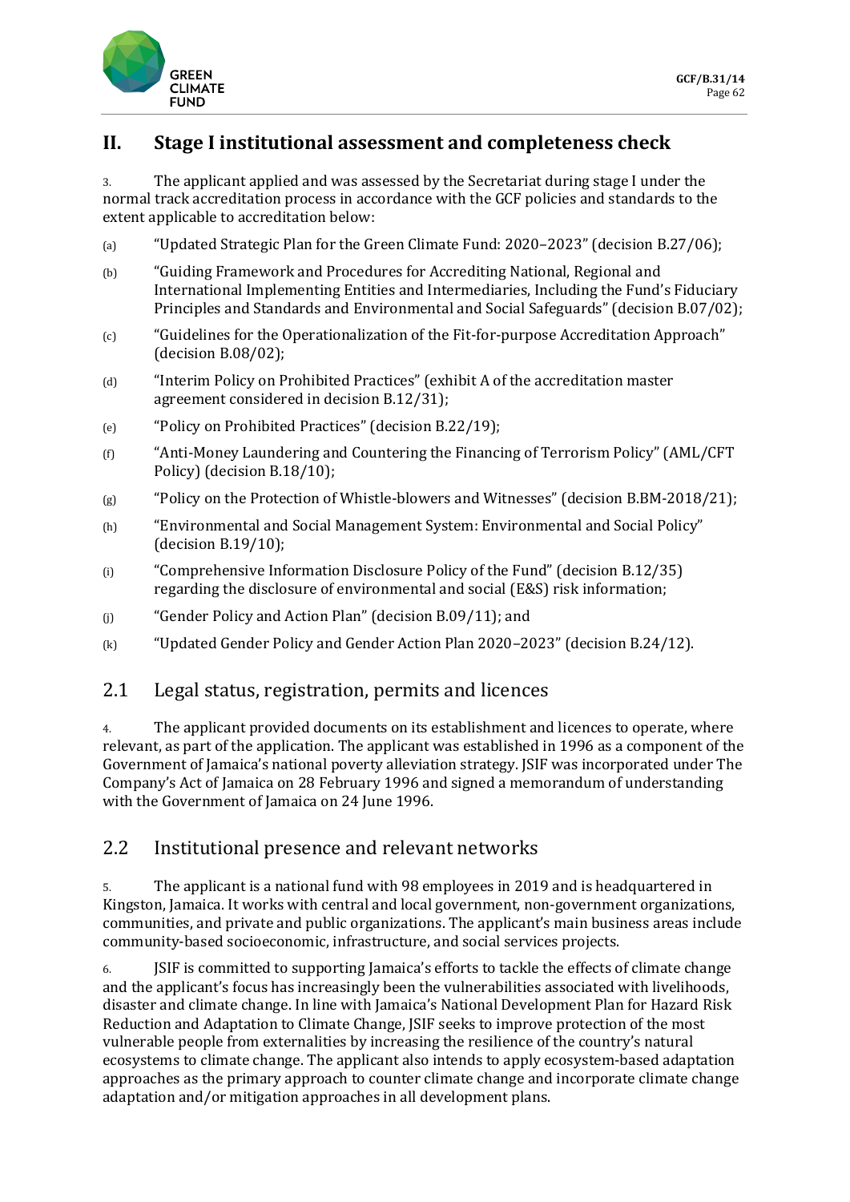## II. Stage I institutional assessment and completeness check

3. The applicant applied and was assessed by the Secretariat during stage I under the normal track accreditation process in accordance with the GCF policies and standards to the extent applicable to accreditation below:

(a) "Updated Strategic Plan for the Green Climate Fund: 2020–2023" (decision B.27/06);

(b) "Guiding Framework and Procedures for Accrediting National, Regional and International Implementing Entities and Intermediaries, Including the Fund's Fiduciary Principles and Standards and Environmental and Social Safeguards" (decision B.07/02);

(c) "Guidelines for the Operationalization of the Fit-for-purpose Accreditation Approach" (decision B.08/02);

(d) "Interim Policy on Prohibited Practices" (exhibit A of the accreditation master agreement considered in decision B.12/31);

(e) "Policy on Prohibited Practices" (decision B.22/19);

(f) "Anti-Money Laundering and Countering the Financing of Terrorism Policy" (AML/CFT Policy) (decision B.18/10);

(g) "Policy on the Protection of Whistle-blowers and Witnesses" (decision B.BM-2018/21);

(h) "Environmental and Social Management System: Environmental and Social Policy" (decision B.19/10);

(i) "Comprehensive Information Disclosure Policy of the Fund" (decision B.12/35) regarding the disclosure of environmental and social (E&S) risk information;

(j) "Gender Policy and Action Plan" (decision B.09/11); and

(k) "Updated Gender Policy and Gender Action Plan 2020–2023" (decision B.24/12).

### 2.1 Legal status, registration, permits and licences

4. The applicant provided documents on its establishment and licences to operate, where relevant, as part of the application. The applicant was established in 1996 as a component of the Government of Jamaica's national poverty alleviation strategy. JSIF was incorporated under The Company's Act of Jamaica on 28 February 1996 and signed a memorandum of understanding with the Government of Jamaica on 24 June 1996.

### 2.2 Institutional presence and relevant networks

5. The applicant is a national fund with 98 employees in 2019 and is headquartered in Kingston, Jamaica. It works with central and local government, non-government organizations, communities, and private and public organizations. The applicant's main business areas include community-based socioeconomic, infrastructure, and social services projects.

6. JSIF is committed to supporting Jamaica's efforts to tackle the effects of climate change and the applicant's focus has increasingly been the vulnerabilities associated with livelihoods, disaster and climate change. In line with Jamaica's National Development Plan for Hazard Risk Reduction and Adaptation to Climate Change, JSIF seeks to improve protection of the most vulnerable people from externalities by increasing the resilience of the country's natural ecosystems to climate change. The applicant also intends to apply ecosystem-based adaptation approaches as the primary approach to counter climate change and incorporate climate change adaptation and/or mitigation approaches in all development plans.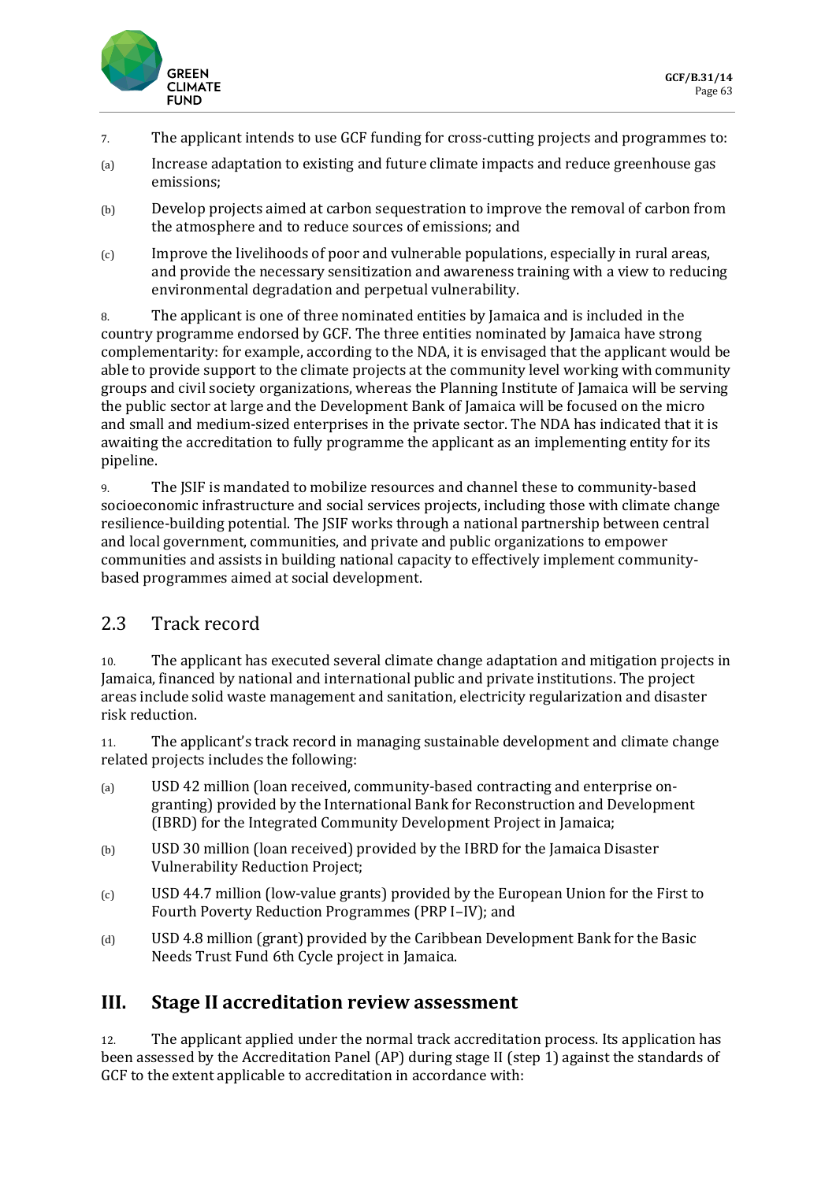7. The applicant intends to use GCF funding for cross-cutting projects and programmes to:

(a) Increase adaptation to existing and future climate impacts and reduce greenhouse gas emissions;

(b) Develop projects aimed at carbon sequestration to improve the removal of carbon from the atmosphere and to reduce sources of emissions; and

(c) Improve the livelihoods of poor and vulnerable populations, especially in rural areas, and provide the necessary sensitization and awareness training with a view to reducing environmental degradation and perpetual vulnerability.

8. The applicant is one of three nominated entities by Jamaica and is included in the country programme endorsed by GCF. The three entities nominated by Jamaica have strong complementarity: for example, according to the NDA, it is envisaged that the applicant would be able to provide support to the climate projects at the community level working with community groups and civil society organizations, whereas the Planning Institute of Jamaica will be serving the public sector at large and the Development Bank of Jamaica will be focused on the micro and small and medium-sized enterprises in the private sector. The NDA has indicated that it is awaiting the accreditation to fully programme the applicant as an implementing entity for its pipeline.

9. The JSIF is mandated to mobilize resources and channel these to community-based socioeconomic infrastructure and social services projects, including those with climate change resilience-building potential. The JSIF works through a national partnership between central and local government, communities, and private and public organizations to empower communities and assists in building national capacity to effectively implement community-based programmes aimed at social development.

## 2.3 Track record

10. The applicant has executed several climate change adaptation and mitigation projects in Jamaica, financed by national and international public and private institutions. The project areas include solid waste management and sanitation, electricity regularization and disaster risk reduction.

11. The applicant's track record in managing sustainable development and climate change related projects includes the following:

(a) USD 42 million (loan received, community-based contracting and enterprise on-granting) provided by the International Bank for Reconstruction and Development (IBRD) for the Integrated Community Development Project in Jamaica;

(b) USD 30 million (loan received) provided by the IBRD for the Jamaica Disaster Vulnerability Reduction Project;

(c) USD 44.7 million (low-value grants) provided by the European Union for the First to Fourth Poverty Reduction Programmes (PRP I–IV); and

(d) USD 4.8 million (grant) provided by the Caribbean Development Bank for the Basic Needs Trust Fund 6th Cycle project in Jamaica.

# III. Stage II accreditation review assessment

12. The applicant applied under the normal track accreditation process. Its application has been assessed by the Accreditation Panel (AP) during stage II (step 1) against the standards of GCF to the extent applicable to accreditation in accordance with: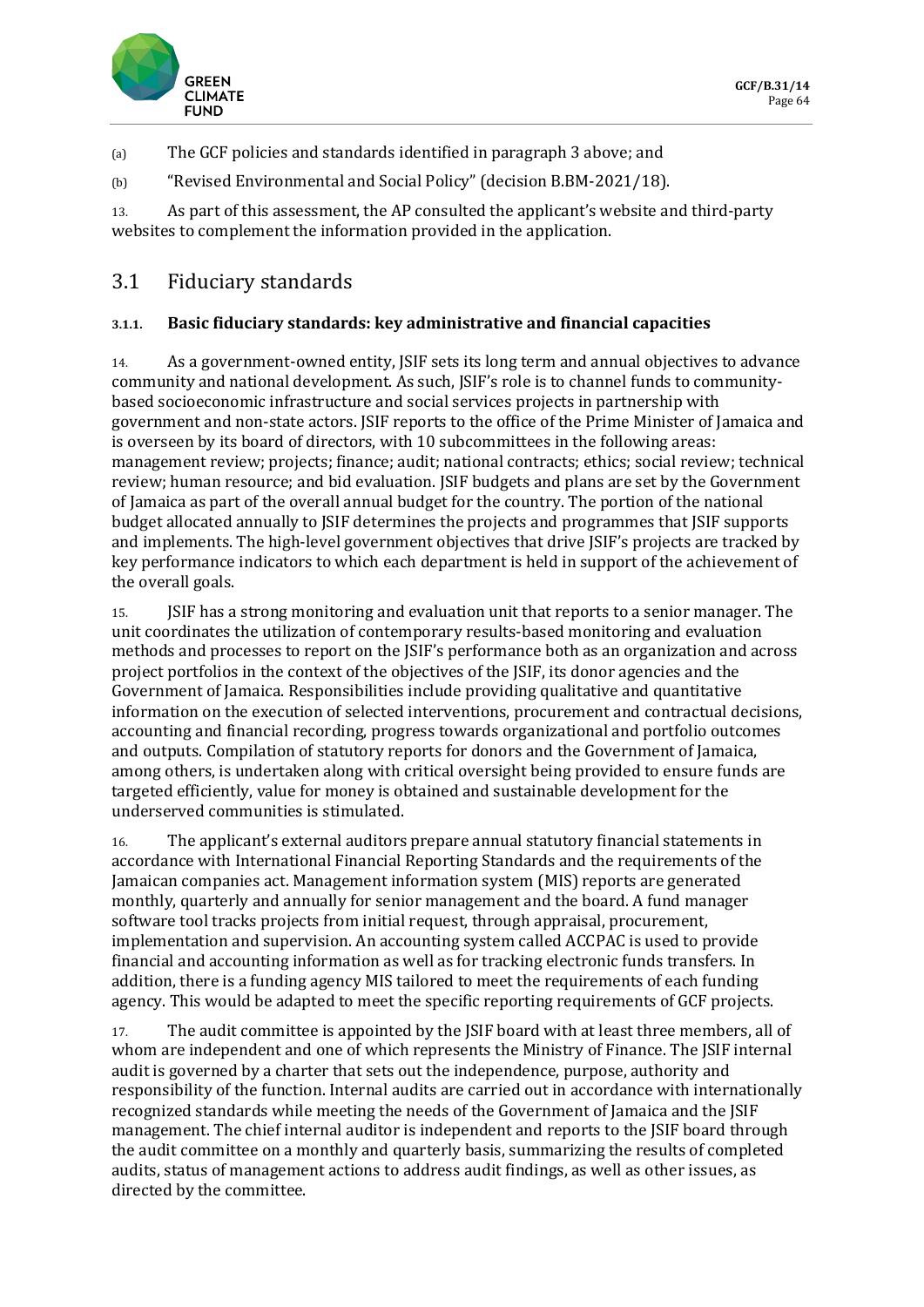(a) The GCF policies and standards identified in paragraph 3 above; and

(b) "Revised Environmental and Social Policy" (decision B.BM-2021/18).

13. As part of this assessment, the AP consulted the applicant's website and third-party websites to complement the information provided in the application.

## 3.1 Fiduciary standards

### 3.1.1. Basic fiduciary standards: key administrative and financial capacities

14. As a government-owned entity, JSIF sets its long term and annual objectives to advance community and national development. As such, JSIF's role is to channel funds to community-based socioeconomic infrastructure and social services projects in partnership with government and non-state actors. JSIF reports to the office of the Prime Minister of Jamaica and is overseen by its board of directors, with 10 subcommittees in the following areas: management review; projects; finance; audit; national contracts; ethics; social review; technical review; human resource; and bid evaluation. JSIF budgets and plans are set by the Government of Jamaica as part of the overall annual budget for the country. The portion of the national budget allocated annually to JSIF determines the projects and programmes that JSIF supports and implements. The high-level government objectives that drive JSIF's projects are tracked by key performance indicators to which each department is held in support of the achievement of the overall goals.

15. JSIF has a strong monitoring and evaluation unit that reports to a senior manager. The unit coordinates the utilization of contemporary results-based monitoring and evaluation methods and processes to report on the JSIF's performance both as an organization and across project portfolios in the context of the objectives of the JSIF, its donor agencies and the Government of Jamaica. Responsibilities include providing qualitative and quantitative information on the execution of selected interventions, procurement and contractual decisions, accounting and financial recording, progress towards organizational and portfolio outcomes and outputs. Compilation of statutory reports for donors and the Government of Jamaica, among others, is undertaken along with critical oversight being provided to ensure funds are targeted efficiently, value for money is obtained and sustainable development for the underserved communities is stimulated.

16. The applicant's external auditors prepare annual statutory financial statements in accordance with International Financial Reporting Standards and the requirements of the Jamaican companies act. Management information system (MIS) reports are generated monthly, quarterly and annually for senior management and the board. A fund manager software tool tracks projects from initial request, through appraisal, procurement, implementation and supervision. An accounting system called ACCPAC is used to provide financial and accounting information as well as for tracking electronic funds transfers. In addition, there is a funding agency MIS tailored to meet the requirements of each funding agency. This would be adapted to meet the specific reporting requirements of GCF projects.

17. The audit committee is appointed by the JSIF board with at least three members, all of whom are independent and one of which represents the Ministry of Finance. The JSIF internal audit is governed by a charter that sets out the independence, purpose, authority and responsibility of the function. Internal audits are carried out in accordance with internationally recognized standards while meeting the needs of the Government of Jamaica and the JSIF management. The chief internal auditor is independent and reports to the JSIF board through the audit committee on a monthly and quarterly basis, summarizing the results of completed audits, status of management actions to address audit findings, as well as other issues, as directed by the committee.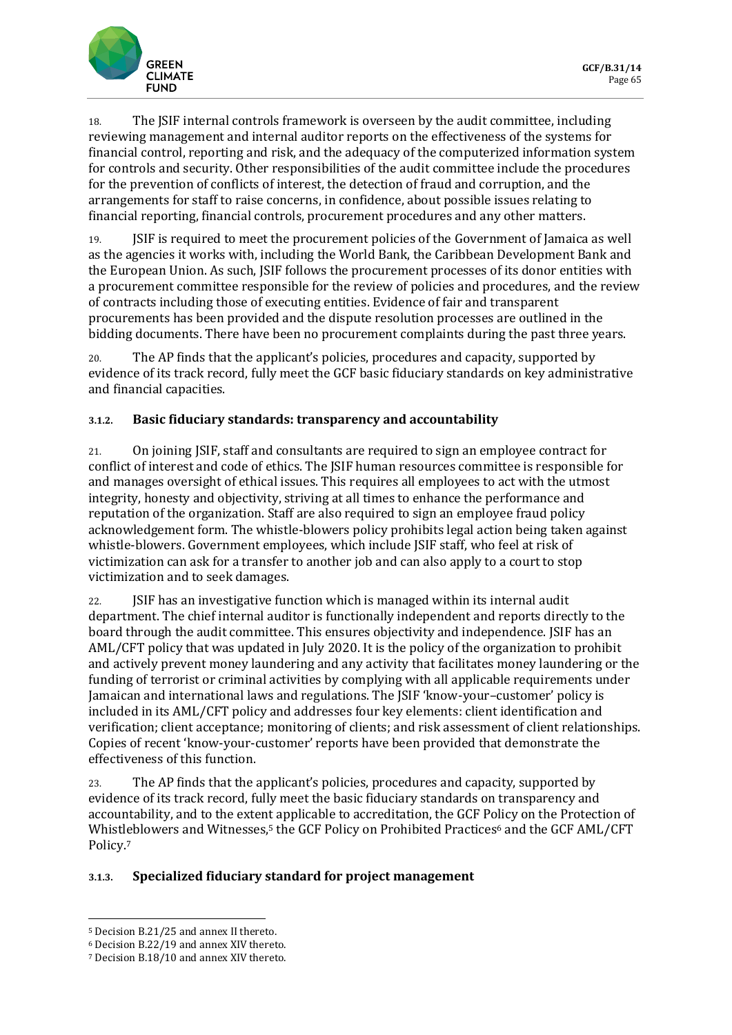18. The JSIF internal controls framework is overseen by the audit committee, including reviewing management and internal auditor reports on the effectiveness of the systems for financial control, reporting and risk, and the adequacy of the computerized information system for controls and security. Other responsibilities of the audit committee include the procedures for the prevention of conflicts of interest, the detection of fraud and corruption, and the arrangements for staff to raise concerns, in confidence, about possible issues relating to financial reporting, financial controls, procurement procedures and any other matters.

19. JSIF is required to meet the procurement policies of the Government of Jamaica as well as the agencies it works with, including the World Bank, the Caribbean Development Bank and the European Union. As such, JSIF follows the procurement processes of its donor entities with a procurement committee responsible for the review of policies and procedures, and the review of contracts including those of executing entities. Evidence of fair and transparent procurements has been provided and the dispute resolution processes are outlined in the bidding documents. There have been no procurement complaints during the past three years.

20. The AP finds that the applicant's policies, procedures and capacity, supported by evidence of its track record, fully meet the GCF basic fiduciary standards on key administrative and financial capacities.

### 3.1.2. Basic fiduciary standards: transparency and accountability

21. On joining JSIF, staff and consultants are required to sign an employee contract for conflict of interest and code of ethics. The JSIF human resources committee is responsible for and manages oversight of ethical issues. This requires all employees to act with the utmost integrity, honesty and objectivity, striving at all times to enhance the performance and reputation of the organization. Staff are also required to sign an employee fraud policy acknowledgement form. The whistle-blowers policy prohibits legal action being taken against whistle-blowers. Government employees, which include JSIF staff, who feel at risk of victimization can ask for a transfer to another job and can also apply to a court to stop victimization and to seek damages.

22. JSIF has an investigative function which is managed within its internal audit department. The chief internal auditor is functionally independent and reports directly to the board through the audit committee. This ensures objectivity and independence. JSIF has an AML/CFT policy that was updated in July 2020. It is the policy of the organization to prohibit and actively prevent money laundering and any activity that facilitates money laundering or the funding of terrorist or criminal activities by complying with all applicable requirements under Jamaican and international laws and regulations. The JSIF 'know-your–customer' policy is included in its AML/CFT policy and addresses four key elements: client identification and verification; client acceptance; monitoring of clients; and risk assessment of client relationships. Copies of recent 'know-your-customer' reports have been provided that demonstrate the effectiveness of this function.

23. The AP finds that the applicant's policies, procedures and capacity, supported by evidence of its track record, fully meet the basic fiduciary standards on transparency and accountability, and to the extent applicable to accreditation, the GCF Policy on the Protection of Whistleblowers and Witnesses,[5] the GCF Policy on Prohibited Practices[6] and the GCF AML/CFT Policy.[7]

### 3.1.3. Specialized fiduciary standard for project management

[5] Decision B.21/25 and annex II thereto.

[6] Decision B.22/19 and annex XIV thereto.

[7] Decision B.18/10 and annex XIV thereto.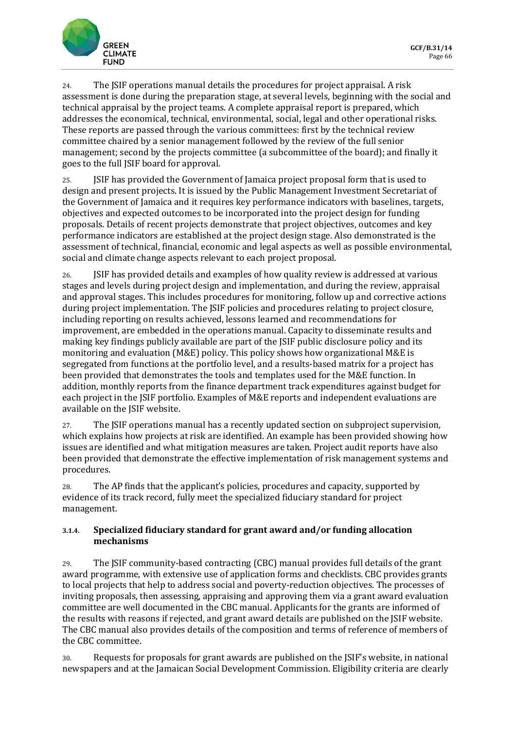24. The JSIF operations manual details the procedures for project appraisal. A risk assessment is done during the preparation stage, at several levels, beginning with the social and technical appraisal by the project teams. A complete appraisal report is prepared, which addresses the economical, technical, environmental, social, legal and other operational risks. These reports are passed through the various committees: first by the technical review committee chaired by a senior management followed by the review of the full senior management; second by the projects committee (a subcommittee of the board); and finally it goes to the full JSIF board for approval.

25. JSIF has provided the Government of Jamaica project proposal form that is used to design and present projects. It is issued by the Public Management Investment Secretariat of the Government of Jamaica and it requires key performance indicators with baselines, targets, objectives and expected outcomes to be incorporated into the project design for funding proposals. Details of recent projects demonstrate that project objectives, outcomes and key performance indicators are established at the project design stage. Also demonstrated is the assessment of technical, financial, economic and legal aspects as well as possible environmental, social and climate change aspects relevant to each project proposal.

26. JSIF has provided details and examples of how quality review is addressed at various stages and levels during project design and implementation, and during the review, appraisal and approval stages. This includes procedures for monitoring, follow up and corrective actions during project implementation. The JSIF policies and procedures relating to project closure, including reporting on results achieved, lessons learned and recommendations for improvement, are embedded in the operations manual. Capacity to disseminate results and making key findings publicly available are part of the JSIF public disclosure policy and its monitoring and evaluation (M&E) policy. This policy shows how organizational M&E is segregated from functions at the portfolio level, and a results-based matrix for a project has been provided that demonstrates the tools and templates used for the M&E function. In addition, monthly reports from the finance department track expenditures against budget for each project in the JSIF portfolio. Examples of M&E reports and independent evaluations are available on the JSIF website.

27. The JSIF operations manual has a recently updated section on subproject supervision, which explains how projects at risk are identified. An example has been provided showing how issues are identified and what mitigation measures are taken. Project audit reports have also been provided that demonstrate the effective implementation of risk management systems and procedures.

28. The AP finds that the applicant's policies, procedures and capacity, supported by evidence of its track record, fully meet the specialized fiduciary standard for project management.

#### 3.1.4. Specialized fiduciary standard for grant award and/or funding allocation mechanisms

29. The JSIF community-based contracting (CBC) manual provides full details of the grant award programme, with extensive use of application forms and checklists. CBC provides grants to local projects that help to address social and poverty-reduction objectives. The processes of inviting proposals, then assessing, appraising and approving them via a grant award evaluation committee are well documented in the CBC manual. Applicants for the grants are informed of the results with reasons if rejected, and grant award details are published on the JSIF website. The CBC manual also provides details of the composition and terms of reference of members of the CBC committee.

30. Requests for proposals for grant awards are published on the JSIF's website, in national newspapers and at the Jamaican Social Development Commission. Eligibility criteria are clearly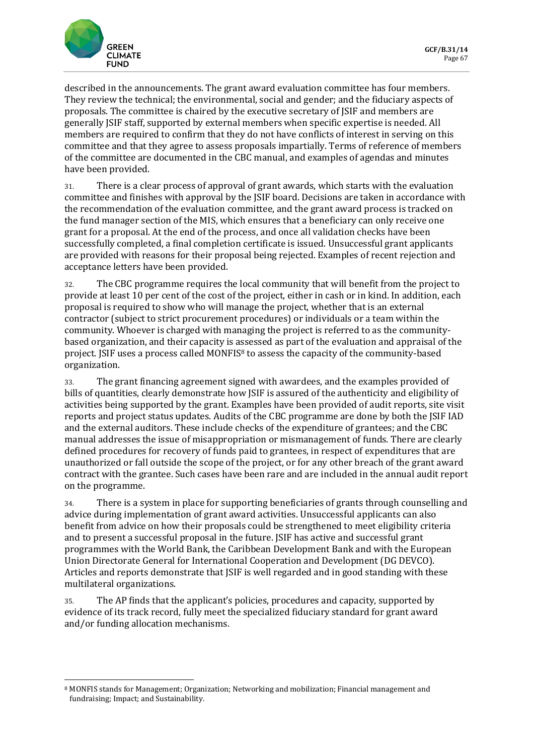described in the announcements. The grant award evaluation committee has four members. They review the technical; the environmental, social and gender; and the fiduciary aspects of proposals. The committee is chaired by the executive secretary of JSIF and members are generally JSIF staff, supported by external members when specific expertise is needed. All members are required to confirm that they do not have conflicts of interest in serving on this committee and that they agree to assess proposals impartially. Terms of reference of members of the committee are documented in the CBC manual, and examples of agendas and minutes have been provided.

31. There is a clear process of approval of grant awards, which starts with the evaluation committee and finishes with approval by the JSIF board. Decisions are taken in accordance with the recommendation of the evaluation committee, and the grant award process is tracked on the fund manager section of the MIS, which ensures that a beneficiary can only receive one grant for a proposal. At the end of the process, and once all validation checks have been successfully completed, a final completion certificate is issued. Unsuccessful grant applicants are provided with reasons for their proposal being rejected. Examples of recent rejection and acceptance letters have been provided.

32. The CBC programme requires the local community that will benefit from the project to provide at least 10 per cent of the cost of the project, either in cash or in kind. In addition, each proposal is required to show who will manage the project, whether that is an external contractor (subject to strict procurement procedures) or individuals or a team within the community. Whoever is charged with managing the project is referred to as the community-based organization, and their capacity is assessed as part of the evaluation and appraisal of the project. JSIF uses a process called MONFIS[8] to assess the capacity of the community-based organization.

33. The grant financing agreement signed with awardees, and the examples provided of bills of quantities, clearly demonstrate how JSIF is assured of the authenticity and eligibility of activities being supported by the grant. Examples have been provided of audit reports, site visit reports and project status updates. Audits of the CBC programme are done by both the JSIF IAD and the external auditors. These include checks of the expenditure of grantees; and the CBC manual addresses the issue of misappropriation or mismanagement of funds. There are clearly defined procedures for recovery of funds paid to grantees, in respect of expenditures that are unauthorized or fall outside the scope of the project, or for any other breach of the grant award contract with the grantee. Such cases have been rare and are included in the annual audit report on the programme.

34. There is a system in place for supporting beneficiaries of grants through counselling and advice during implementation of grant award activities. Unsuccessful applicants can also benefit from advice on how their proposals could be strengthened to meet eligibility criteria and to present a successful proposal in the future. JSIF has active and successful grant programmes with the World Bank, the Caribbean Development Bank and with the European Union Directorate General for International Cooperation and Development (DG DEVCO). Articles and reports demonstrate that JSIF is well regarded and in good standing with these multilateral organizations.

35. The AP finds that the applicant's policies, procedures and capacity, supported by evidence of its track record, fully meet the specialized fiduciary standard for grant award and/or funding allocation mechanisms.

---

[8] MONFIS stands for Management; Organization; Networking and mobilization; Financial management and fundraising; Impact; and Sustainability.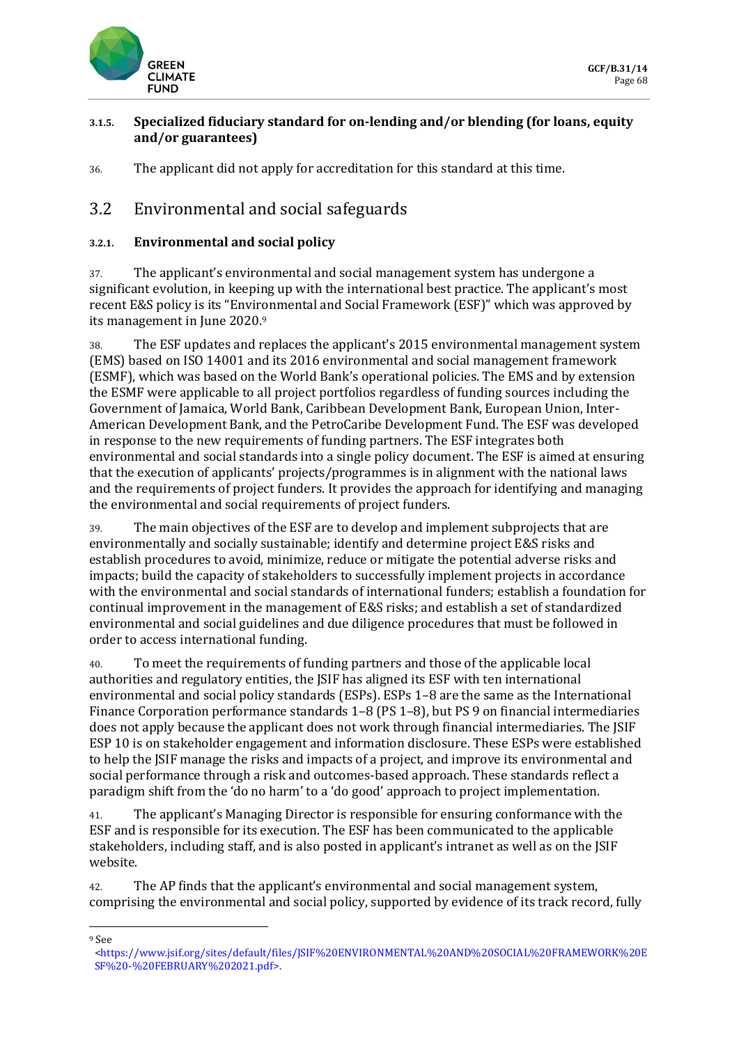#### 3.1.5. Specialized fiduciary standard for on-lending and/or blending (for loans, equity and/or guarantees)

36. The applicant did not apply for accreditation for this standard at this time.

## 3.2 Environmental and social safeguards

#### 3.2.1. Environmental and social policy

37. The applicant's environmental and social management system has undergone a significant evolution, in keeping up with the international best practice. The applicant's most recent E&S policy is its "Environmental and Social Framework (ESF)" which was approved by its management in June 2020.[9]

38. The ESF updates and replaces the applicant's 2015 environmental management system (EMS) based on ISO 14001 and its 2016 environmental and social management framework (ESMF), which was based on the World Bank's operational policies. The EMS and by extension the ESMF were applicable to all project portfolios regardless of funding sources including the Government of Jamaica, World Bank, Caribbean Development Bank, European Union, Inter-American Development Bank, and the PetroCaribe Development Fund. The ESF was developed in response to the new requirements of funding partners. The ESF integrates both environmental and social standards into a single policy document. The ESF is aimed at ensuring that the execution of applicants' projects/programmes is in alignment with the national laws and the requirements of project funders. It provides the approach for identifying and managing the environmental and social requirements of project funders.

39. The main objectives of the ESF are to develop and implement subprojects that are environmentally and socially sustainable; identify and determine project E&S risks and establish procedures to avoid, minimize, reduce or mitigate the potential adverse risks and impacts; build the capacity of stakeholders to successfully implement projects in accordance with the environmental and social standards of international funders; establish a foundation for continual improvement in the management of E&S risks; and establish a set of standardized environmental and social guidelines and due diligence procedures that must be followed in order to access international funding.

40. To meet the requirements of funding partners and those of the applicable local authorities and regulatory entities, the JSIF has aligned its ESF with ten international environmental and social policy standards (ESPs). ESPs 1–8 are the same as the International Finance Corporation performance standards 1–8 (PS 1–8), but PS 9 on financial intermediaries does not apply because the applicant does not work through financial intermediaries. The JSIF ESP 10 is on stakeholder engagement and information disclosure. These ESPs were established to help the JSIF manage the risks and impacts of a project, and improve its environmental and social performance through a risk and outcomes-based approach. These standards reflect a paradigm shift from the 'do no harm' to a 'do good' approach to project implementation.

41. The applicant's Managing Director is responsible for ensuring conformance with the ESF and is responsible for its execution. The ESF has been communicated to the applicable stakeholders, including staff, and is also posted in applicant's intranet as well as on the JSIF website.

42. The AP finds that the applicant's environmental and social management system, comprising the environmental and social policy, supported by evidence of its track record, fully

---

[9] See <https://www.jsif.org/sites/default/files/JSIF%20ENVIRONMENTAL%20AND%20SOCIAL%20FRAMEWORK%20ESF%20-%20FEBRUARY%202021.pdf>.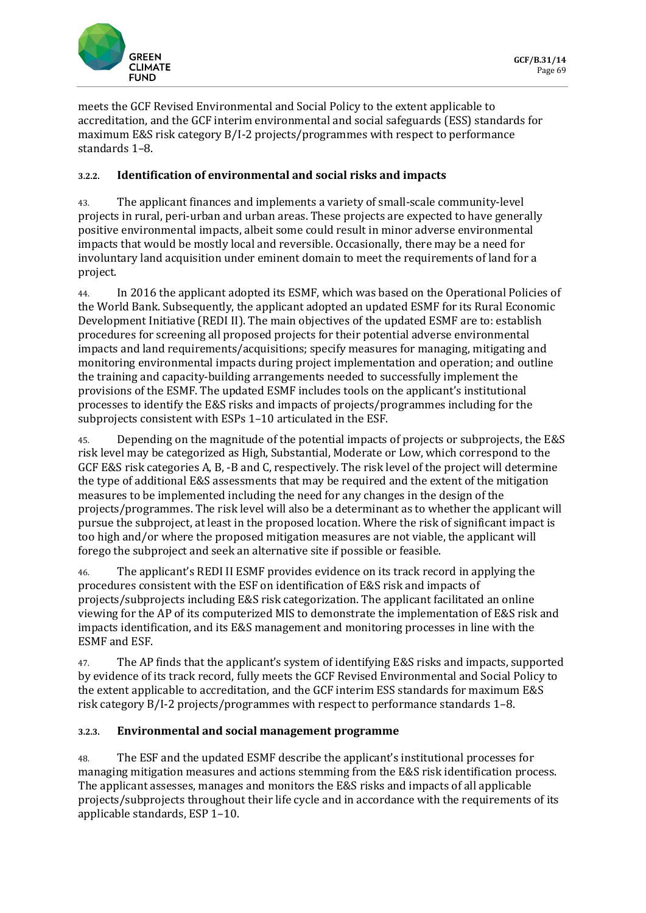meets the GCF Revised Environmental and Social Policy to the extent applicable to accreditation, and the GCF interim environmental and social safeguards (ESS) standards for maximum E&S risk category B/I-2 projects/programmes with respect to performance standards 1–8.

#### 3.2.2. Identification of environmental and social risks and impacts

43. The applicant finances and implements a variety of small-scale community-level projects in rural, peri-urban and urban areas. These projects are expected to have generally positive environmental impacts, albeit some could result in minor adverse environmental impacts that would be mostly local and reversible. Occasionally, there may be a need for involuntary land acquisition under eminent domain to meet the requirements of land for a project.

44. In 2016 the applicant adopted its ESMF, which was based on the Operational Policies of the World Bank. Subsequently, the applicant adopted an updated ESMF for its Rural Economic Development Initiative (REDI II). The main objectives of the updated ESMF are to: establish procedures for screening all proposed projects for their potential adverse environmental impacts and land requirements/acquisitions; specify measures for managing, mitigating and monitoring environmental impacts during project implementation and operation; and outline the training and capacity-building arrangements needed to successfully implement the provisions of the ESMF. The updated ESMF includes tools on the applicant's institutional processes to identify the E&S risks and impacts of projects/programmes including for the subprojects consistent with ESPs 1–10 articulated in the ESF.

45. Depending on the magnitude of the potential impacts of projects or subprojects, the E&S risk level may be categorized as High, Substantial, Moderate or Low, which correspond to the GCF E&S risk categories A, B, -B and C, respectively. The risk level of the project will determine the type of additional E&S assessments that may be required and the extent of the mitigation measures to be implemented including the need for any changes in the design of the projects/programmes. The risk level will also be a determinant as to whether the applicant will pursue the subproject, at least in the proposed location. Where the risk of significant impact is too high and/or where the proposed mitigation measures are not viable, the applicant will forego the subproject and seek an alternative site if possible or feasible.

46. The applicant's REDI II ESMF provides evidence on its track record in applying the procedures consistent with the ESF on identification of E&S risk and impacts of projects/subprojects including E&S risk categorization. The applicant facilitated an online viewing for the AP of its computerized MIS to demonstrate the implementation of E&S risk and impacts identification, and its E&S management and monitoring processes in line with the ESMF and ESF.

47. The AP finds that the applicant's system of identifying E&S risks and impacts, supported by evidence of its track record, fully meets the GCF Revised Environmental and Social Policy to the extent applicable to accreditation, and the GCF interim ESS standards for maximum E&S risk category B/I-2 projects/programmes with respect to performance standards 1–8.

#### 3.2.3. Environmental and social management programme

48. The ESF and the updated ESMF describe the applicant's institutional processes for managing mitigation measures and actions stemming from the E&S risk identification process. The applicant assesses, manages and monitors the E&S risks and impacts of all applicable projects/subprojects throughout their life cycle and in accordance with the requirements of its applicable standards, ESP 1–10.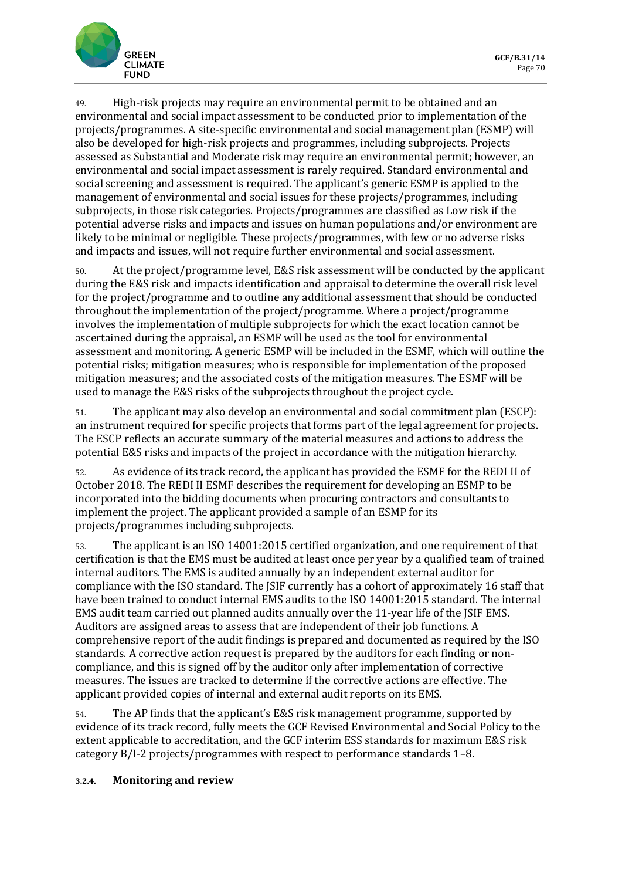49. High-risk projects may require an environmental permit to be obtained and an environmental and social impact assessment to be conducted prior to implementation of the projects/programmes. A site-specific environmental and social management plan (ESMP) will also be developed for high-risk projects and programmes, including subprojects. Projects assessed as Substantial and Moderate risk may require an environmental permit; however, an environmental and social impact assessment is rarely required. Standard environmental and social screening and assessment is required. The applicant's generic ESMP is applied to the management of environmental and social issues for these projects/programmes, including subprojects, in those risk categories. Projects/programmes are classified as Low risk if the potential adverse risks and impacts and issues on human populations and/or environment are likely to be minimal or negligible. These projects/programmes, with few or no adverse risks and impacts and issues, will not require further environmental and social assessment.

50. At the project/programme level, E&S risk assessment will be conducted by the applicant during the E&S risk and impacts identification and appraisal to determine the overall risk level for the project/programme and to outline any additional assessment that should be conducted throughout the implementation of the project/programme. Where a project/programme involves the implementation of multiple subprojects for which the exact location cannot be ascertained during the appraisal, an ESMF will be used as the tool for environmental assessment and monitoring. A generic ESMP will be included in the ESMF, which will outline the potential risks; mitigation measures; who is responsible for implementation of the proposed mitigation measures; and the associated costs of the mitigation measures. The ESMF will be used to manage the E&S risks of the subprojects throughout the project cycle.

51. The applicant may also develop an environmental and social commitment plan (ESCP): an instrument required for specific projects that forms part of the legal agreement for projects. The ESCP reflects an accurate summary of the material measures and actions to address the potential E&S risks and impacts of the project in accordance with the mitigation hierarchy.

52. As evidence of its track record, the applicant has provided the ESMF for the REDI II of October 2018. The REDI II ESMF describes the requirement for developing an ESMP to be incorporated into the bidding documents when procuring contractors and consultants to implement the project. The applicant provided a sample of an ESMP for its projects/programmes including subprojects.

53. The applicant is an ISO 14001:2015 certified organization, and one requirement of that certification is that the EMS must be audited at least once per year by a qualified team of trained internal auditors. The EMS is audited annually by an independent external auditor for compliance with the ISO standard. The JSIF currently has a cohort of approximately 16 staff that have been trained to conduct internal EMS audits to the ISO 14001:2015 standard. The internal EMS audit team carried out planned audits annually over the 11-year life of the JSIF EMS. Auditors are assigned areas to assess that are independent of their job functions. A comprehensive report of the audit findings is prepared and documented as required by the ISO standards. A corrective action request is prepared by the auditors for each finding or non-compliance, and this is signed off by the auditor only after implementation of corrective measures. The issues are tracked to determine if the corrective actions are effective. The applicant provided copies of internal and external audit reports on its EMS.

54. The AP finds that the applicant's E&S risk management programme, supported by evidence of its track record, fully meets the GCF Revised Environmental and Social Policy to the extent applicable to accreditation, and the GCF interim ESS standards for maximum E&S risk category B/I-2 projects/programmes with respect to performance standards 1–8.

#### 3.2.4. Monitoring and review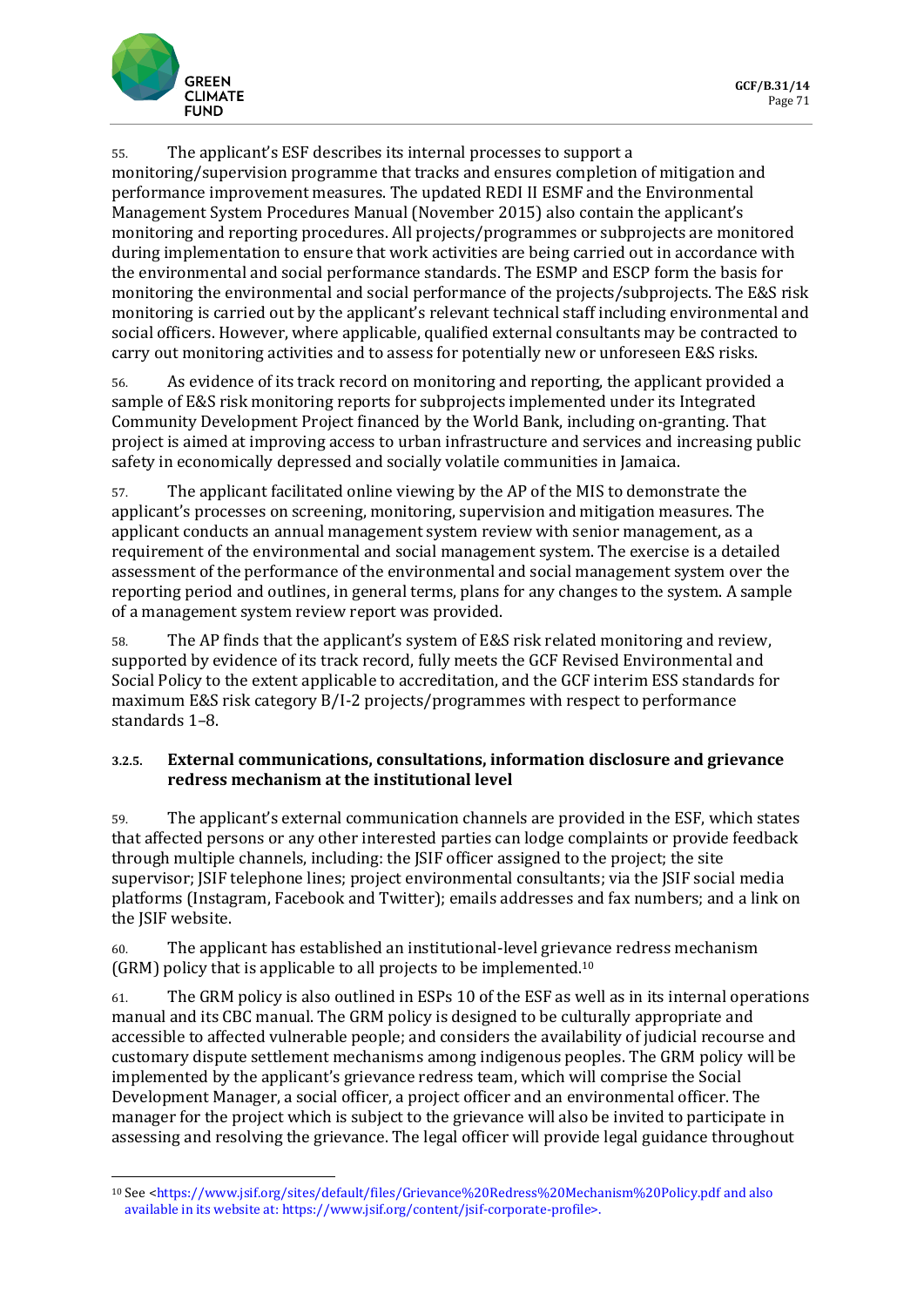55. The applicant's ESF describes its internal processes to support a monitoring/supervision programme that tracks and ensures completion of mitigation and performance improvement measures. The updated REDI II ESMF and the Environmental Management System Procedures Manual (November 2015) also contain the applicant's monitoring and reporting procedures. All projects/programmes or subprojects are monitored during implementation to ensure that work activities are being carried out in accordance with the environmental and social performance standards. The ESMP and ESCP form the basis for monitoring the environmental and social performance of the projects/subprojects. The E&S risk monitoring is carried out by the applicant's relevant technical staff including environmental and social officers. However, where applicable, qualified external consultants may be contracted to carry out monitoring activities and to assess for potentially new or unforeseen E&S risks.

56. As evidence of its track record on monitoring and reporting, the applicant provided a sample of E&S risk monitoring reports for subprojects implemented under its Integrated Community Development Project financed by the World Bank, including on-granting. That project is aimed at improving access to urban infrastructure and services and increasing public safety in economically depressed and socially volatile communities in Jamaica.

57. The applicant facilitated online viewing by the AP of the MIS to demonstrate the applicant's processes on screening, monitoring, supervision and mitigation measures. The applicant conducts an annual management system review with senior management, as a requirement of the environmental and social management system. The exercise is a detailed assessment of the performance of the environmental and social management system over the reporting period and outlines, in general terms, plans for any changes to the system. A sample of a management system review report was provided.

58. The AP finds that the applicant's system of E&S risk related monitoring and review, supported by evidence of its track record, fully meets the GCF Revised Environmental and Social Policy to the extent applicable to accreditation, and the GCF interim ESS standards for maximum E&S risk category B/I-2 projects/programmes with respect to performance standards 1–8.

### 3.2.5. External communications, consultations, information disclosure and grievance redress mechanism at the institutional level

59. The applicant's external communication channels are provided in the ESF, which states that affected persons or any other interested parties can lodge complaints or provide feedback through multiple channels, including: the JSIF officer assigned to the project; the site supervisor; JSIF telephone lines; project environmental consultants; via the JSIF social media platforms (Instagram, Facebook and Twitter); emails addresses and fax numbers; and a link on the JSIF website.

60. The applicant has established an institutional-level grievance redress mechanism (GRM) policy that is applicable to all projects to be implemented.[10]

61. The GRM policy is also outlined in ESPs 10 of the ESF as well as in its internal operations manual and its CBC manual. The GRM policy is designed to be culturally appropriate and accessible to affected vulnerable people; and considers the availability of judicial recourse and customary dispute settlement mechanisms among indigenous peoples. The GRM policy will be implemented by the applicant's grievance redress team, which will comprise the Social Development Manager, a social officer, a project officer and an environmental officer. The manager for the project which is subject to the grievance will also be invited to participate in assessing and resolving the grievance. The legal officer will provide legal guidance throughout

---

[10] See <https://www.jsif.org/sites/default/files/Grievance%20Redress%20Mechanism%20Policy.pdf and also available in its website at: https://www.jsif.org/content/jsif-corporate-profile>.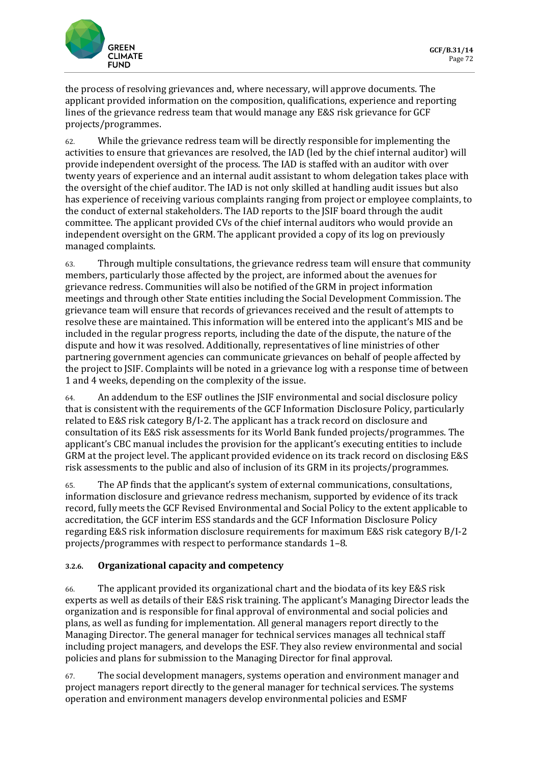the process of resolving grievances and, where necessary, will approve documents. The applicant provided information on the composition, qualifications, experience and reporting lines of the grievance redress team that would manage any E&S risk grievance for GCF projects/programmes.

62. While the grievance redress team will be directly responsible for implementing the activities to ensure that grievances are resolved, the IAD (led by the chief internal auditor) will provide independent oversight of the process. The IAD is staffed with an auditor with over twenty years of experience and an internal audit assistant to whom delegation takes place with the oversight of the chief auditor. The IAD is not only skilled at handling audit issues but also has experience of receiving various complaints ranging from project or employee complaints, to the conduct of external stakeholders. The IAD reports to the JSIF board through the audit committee. The applicant provided CVs of the chief internal auditors who would provide an independent oversight on the GRM. The applicant provided a copy of its log on previously managed complaints.

63. Through multiple consultations, the grievance redress team will ensure that community members, particularly those affected by the project, are informed about the avenues for grievance redress. Communities will also be notified of the GRM in project information meetings and through other State entities including the Social Development Commission. The grievance team will ensure that records of grievances received and the result of attempts to resolve these are maintained. This information will be entered into the applicant's MIS and be included in the regular progress reports, including the date of the dispute, the nature of the dispute and how it was resolved. Additionally, representatives of line ministries of other partnering government agencies can communicate grievances on behalf of people affected by the project to JSIF. Complaints will be noted in a grievance log with a response time of between 1 and 4 weeks, depending on the complexity of the issue.

64. An addendum to the ESF outlines the JSIF environmental and social disclosure policy that is consistent with the requirements of the GCF Information Disclosure Policy, particularly related to E&S risk category B/I-2. The applicant has a track record on disclosure and consultation of its E&S risk assessments for its World Bank funded projects/programmes. The applicant's CBC manual includes the provision for the applicant's executing entities to include GRM at the project level. The applicant provided evidence on its track record on disclosing E&S risk assessments to the public and also of inclusion of its GRM in its projects/programmes.

65. The AP finds that the applicant's system of external communications, consultations, information disclosure and grievance redress mechanism, supported by evidence of its track record, fully meets the GCF Revised Environmental and Social Policy to the extent applicable to accreditation, the GCF interim ESS standards and the GCF Information Disclosure Policy regarding E&S risk information disclosure requirements for maximum E&S risk category B/I-2 projects/programmes with respect to performance standards 1–8.

#### 3.2.6. Organizational capacity and competency

66. The applicant provided its organizational chart and the biodata of its key E&S risk experts as well as details of their E&S risk training. The applicant's Managing Director leads the organization and is responsible for final approval of environmental and social policies and plans, as well as funding for implementation. All general managers report directly to the Managing Director. The general manager for technical services manages all technical staff including project managers, and develops the ESF. They also review environmental and social policies and plans for submission to the Managing Director for final approval.

67. The social development managers, systems operation and environment manager and project managers report directly to the general manager for technical services. The systems operation and environment managers develop environmental policies and ESMF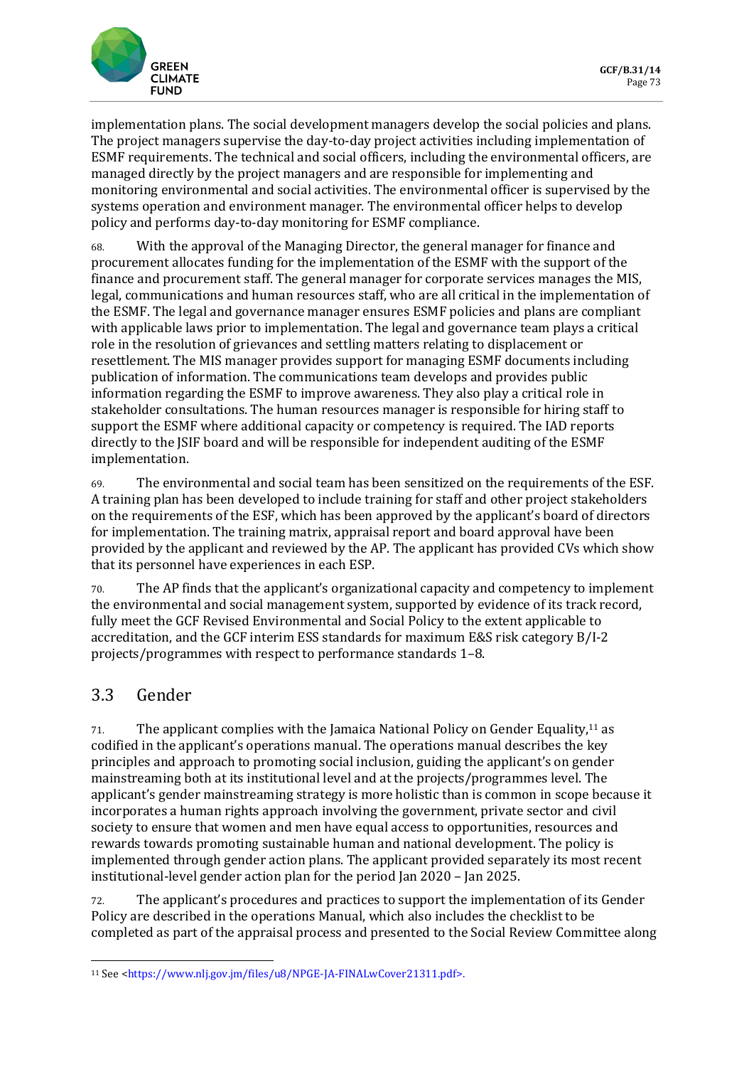implementation plans. The social development managers develop the social policies and plans. The project managers supervise the day-to-day project activities including implementation of ESMF requirements. The technical and social officers, including the environmental officers, are managed directly by the project managers and are responsible for implementing and monitoring environmental and social activities. The environmental officer is supervised by the systems operation and environment manager. The environmental officer helps to develop policy and performs day-to-day monitoring for ESMF compliance.

68. With the approval of the Managing Director, the general manager for finance and procurement allocates funding for the implementation of the ESMF with the support of the finance and procurement staff. The general manager for corporate services manages the MIS, legal, communications and human resources staff, who are all critical in the implementation of the ESMF. The legal and governance manager ensures ESMF policies and plans are compliant with applicable laws prior to implementation. The legal and governance team plays a critical role in the resolution of grievances and settling matters relating to displacement or resettlement. The MIS manager provides support for managing ESMF documents including publication of information. The communications team develops and provides public information regarding the ESMF to improve awareness. They also play a critical role in stakeholder consultations. The human resources manager is responsible for hiring staff to support the ESMF where additional capacity or competency is required. The IAD reports directly to the JSIF board and will be responsible for independent auditing of the ESMF implementation.

69. The environmental and social team has been sensitized on the requirements of the ESF. A training plan has been developed to include training for staff and other project stakeholders on the requirements of the ESF, which has been approved by the applicant's board of directors for implementation. The training matrix, appraisal report and board approval have been provided by the applicant and reviewed by the AP. The applicant has provided CVs which show that its personnel have experiences in each ESP.

70. The AP finds that the applicant's organizational capacity and competency to implement the environmental and social management system, supported by evidence of its track record, fully meet the GCF Revised Environmental and Social Policy to the extent applicable to accreditation, and the GCF interim ESS standards for maximum E&S risk category B/I-2 projects/programmes with respect to performance standards 1–8.

## 3.3 Gender

71. The applicant complies with the Jamaica National Policy on Gender Equality,[11] as codified in the applicant's operations manual. The operations manual describes the key principles and approach to promoting social inclusion, guiding the applicant's on gender mainstreaming both at its institutional level and at the projects/programmes level. The applicant's gender mainstreaming strategy is more holistic than is common in scope because it incorporates a human rights approach involving the government, private sector and civil society to ensure that women and men have equal access to opportunities, resources and rewards towards promoting sustainable human and national development. The policy is implemented through gender action plans. The applicant provided separately its most recent institutional-level gender action plan for the period Jan 2020 – Jan 2025.

72. The applicant's procedures and practices to support the implementation of its Gender Policy are described in the operations Manual, which also includes the checklist to be completed as part of the appraisal process and presented to the Social Review Committee along

[11] See <https://www.nlj.gov.jm/files/u8/NPGE-JA-FINALwCover21311.pdf>.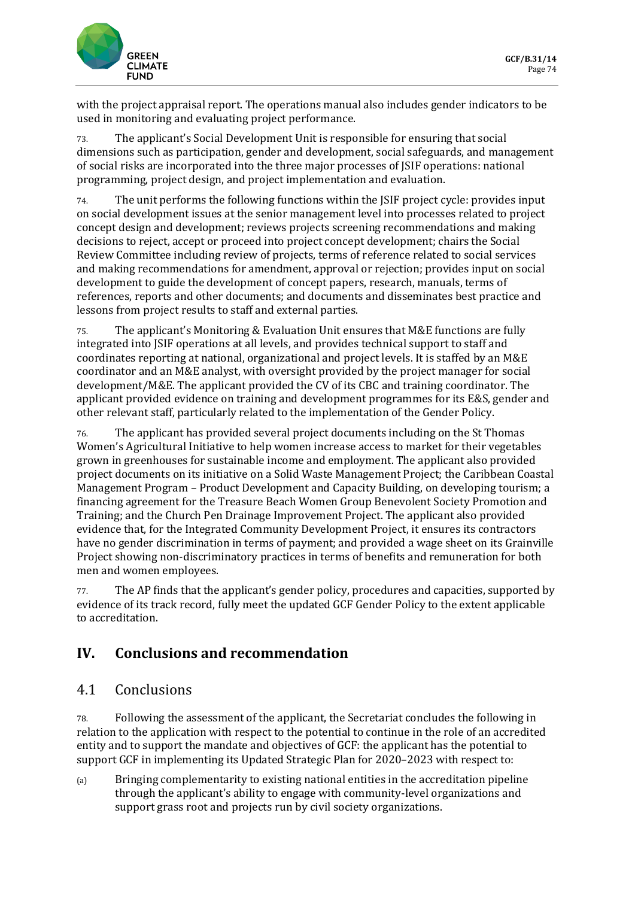with the project appraisal report. The operations manual also includes gender indicators to be used in monitoring and evaluating project performance.

73. The applicant's Social Development Unit is responsible for ensuring that social dimensions such as participation, gender and development, social safeguards, and management of social risks are incorporated into the three major processes of JSIF operations: national programming, project design, and project implementation and evaluation.

74. The unit performs the following functions within the JSIF project cycle: provides input on social development issues at the senior management level into processes related to project concept design and development; reviews projects screening recommendations and making decisions to reject, accept or proceed into project concept development; chairs the Social Review Committee including review of projects, terms of reference related to social services and making recommendations for amendment, approval or rejection; provides input on social development to guide the development of concept papers, research, manuals, terms of references, reports and other documents; and documents and disseminates best practice and lessons from project results to staff and external parties.

75. The applicant's Monitoring & Evaluation Unit ensures that M&E functions are fully integrated into JSIF operations at all levels, and provides technical support to staff and coordinates reporting at national, organizational and project levels. It is staffed by an M&E coordinator and an M&E analyst, with oversight provided by the project manager for social development/M&E. The applicant provided the CV of its CBC and training coordinator. The applicant provided evidence on training and development programmes for its E&S, gender and other relevant staff, particularly related to the implementation of the Gender Policy.

76. The applicant has provided several project documents including on the St Thomas Women's Agricultural Initiative to help women increase access to market for their vegetables grown in greenhouses for sustainable income and employment. The applicant also provided project documents on its initiative on a Solid Waste Management Project; the Caribbean Coastal Management Program – Product Development and Capacity Building, on developing tourism; a financing agreement for the Treasure Beach Women Group Benevolent Society Promotion and Training; and the Church Pen Drainage Improvement Project. The applicant also provided evidence that, for the Integrated Community Development Project, it ensures its contractors have no gender discrimination in terms of payment; and provided a wage sheet on its Grainville Project showing non-discriminatory practices in terms of benefits and remuneration for both men and women employees.

77. The AP finds that the applicant's gender policy, procedures and capacities, supported by evidence of its track record, fully meet the updated GCF Gender Policy to the extent applicable to accreditation.

# IV. Conclusions and recommendation

## 4.1 Conclusions

78. Following the assessment of the applicant, the Secretariat concludes the following in relation to the application with respect to the potential to continue in the role of an accredited entity and to support the mandate and objectives of GCF: the applicant has the potential to support GCF in implementing its Updated Strategic Plan for 2020–2023 with respect to:

(a) Bringing complementarity to existing national entities in the accreditation pipeline through the applicant's ability to engage with community-level organizations and support grass root and projects run by civil society organizations.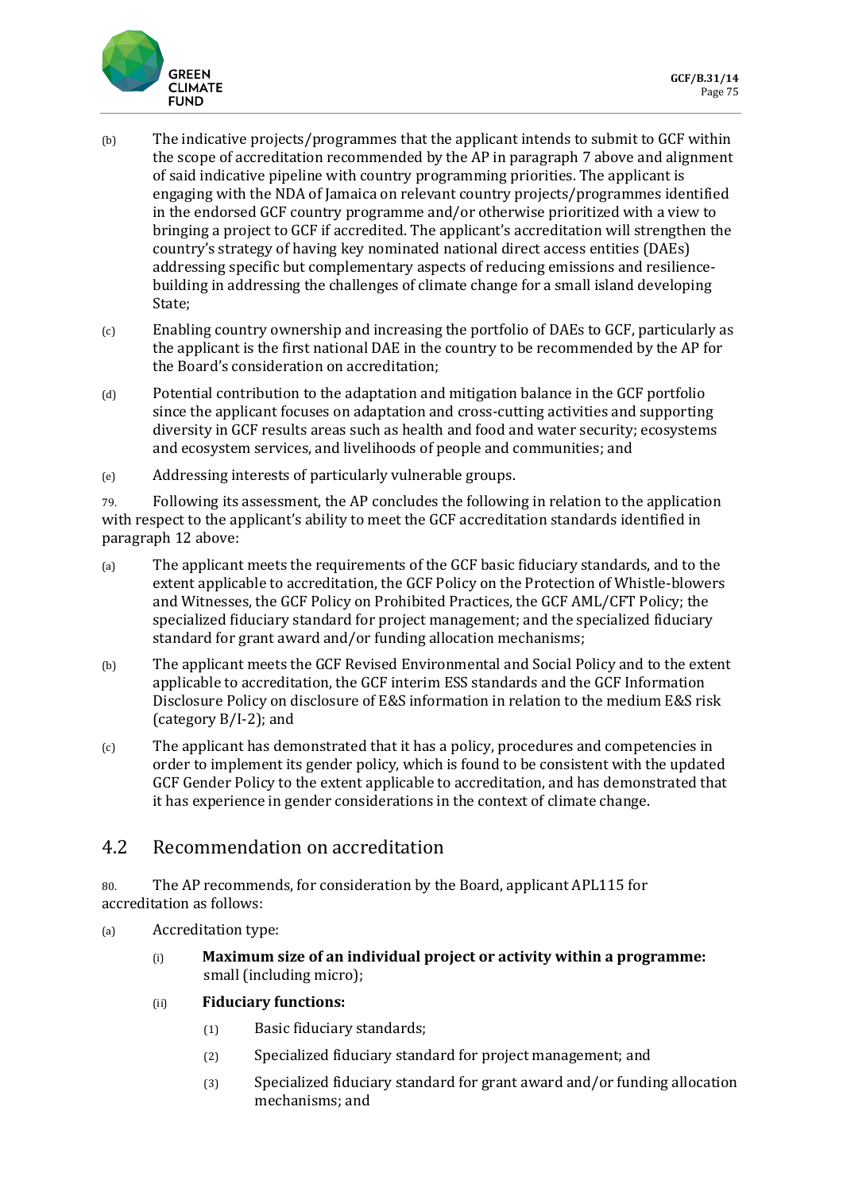(b) The indicative projects/programmes that the applicant intends to submit to GCF within the scope of accreditation recommended by the AP in paragraph 7 above and alignment of said indicative pipeline with country programming priorities. The applicant is engaging with the NDA of Jamaica on relevant country projects/programmes identified in the endorsed GCF country programme and/or otherwise prioritized with a view to bringing a project to GCF if accredited. The applicant's accreditation will strengthen the country's strategy of having key nominated national direct access entities (DAEs) addressing specific but complementary aspects of reducing emissions and resilience-building in addressing the challenges of climate change for a small island developing State;

(c) Enabling country ownership and increasing the portfolio of DAEs to GCF, particularly as the applicant is the first national DAE in the country to be recommended by the AP for the Board's consideration on accreditation;

(d) Potential contribution to the adaptation and mitigation balance in the GCF portfolio since the applicant focuses on adaptation and cross-cutting activities and supporting diversity in GCF results areas such as health and food and water security; ecosystems and ecosystem services, and livelihoods of people and communities; and

(e) Addressing interests of particularly vulnerable groups.

79. Following its assessment, the AP concludes the following in relation to the application with respect to the applicant's ability to meet the GCF accreditation standards identified in paragraph 12 above:

(a) The applicant meets the requirements of the GCF basic fiduciary standards, and to the extent applicable to accreditation, the GCF Policy on the Protection of Whistle-blowers and Witnesses, the GCF Policy on Prohibited Practices, the GCF AML/CFT Policy; the specialized fiduciary standard for project management; and the specialized fiduciary standard for grant award and/or funding allocation mechanisms;

(b) The applicant meets the GCF Revised Environmental and Social Policy and to the extent applicable to accreditation, the GCF interim ESS standards and the GCF Information Disclosure Policy on disclosure of E&S information in relation to the medium E&S risk (category B/I-2); and

(c) The applicant has demonstrated that it has a policy, procedures and competencies in order to implement its gender policy, which is found to be consistent with the updated GCF Gender Policy to the extent applicable to accreditation, and has demonstrated that it has experience in gender considerations in the context of climate change.

## 4.2 Recommendation on accreditation

80. The AP recommends, for consideration by the Board, applicant APL115 for accreditation as follows:

(a) Accreditation type:

  (i) **Maximum size of an individual project or activity within a programme:** small (including micro);

  (ii) **Fiduciary functions:**

    (1) Basic fiduciary standards;

    (2) Specialized fiduciary standard for project management; and

    (3) Specialized fiduciary standard for grant award and/or funding allocation mechanisms; and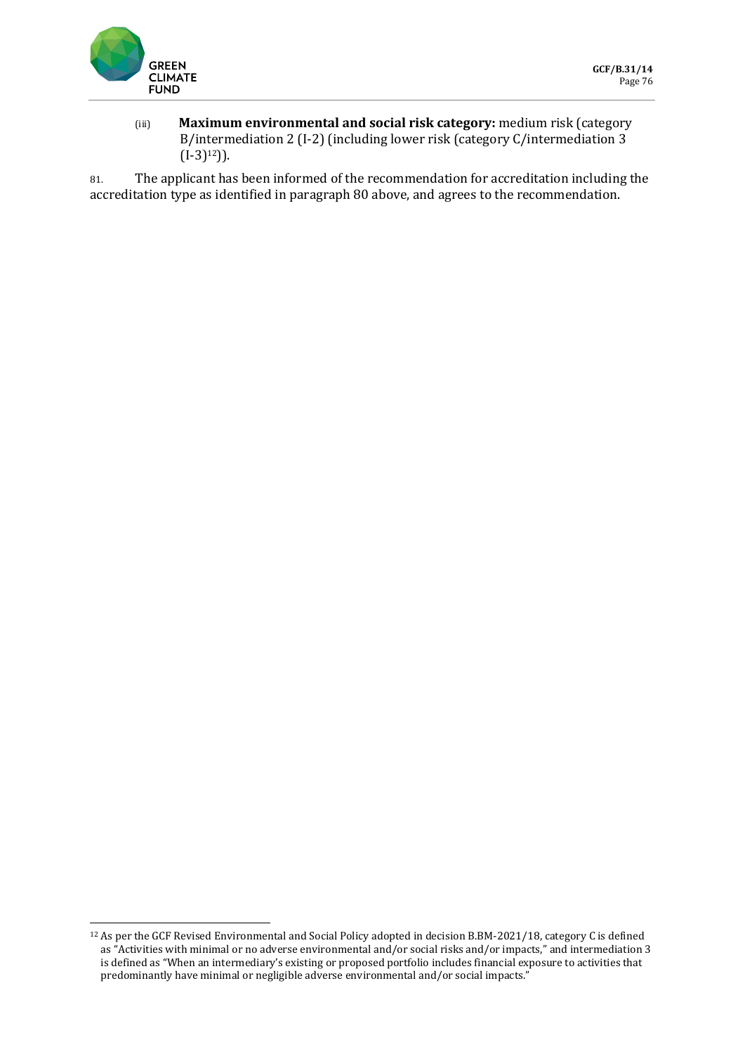(iii) **Maximum environmental and social risk category:** medium risk (category B/intermediation 2 (I-2) (including lower risk (category C/intermediation 3 (I-3)[12])).

81. The applicant has been informed of the recommendation for accreditation including the accreditation type as identified in paragraph 80 above, and agrees to the recommendation.

---

[12] As per the GCF Revised Environmental and Social Policy adopted in decision B.BM-2021/18, category C is defined as "Activities with minimal or no adverse environmental and/or social risks and/or impacts," and intermediation 3 is defined as "When an intermediary's existing or proposed portfolio includes financial exposure to activities that predominantly have minimal or negligible adverse environmental and/or social impacts."